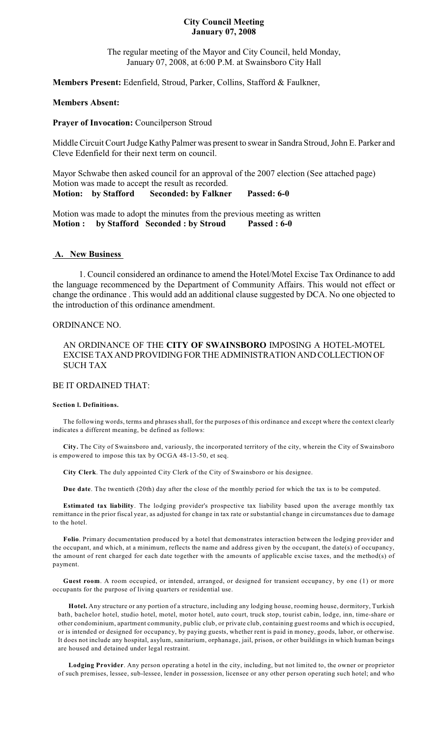**City Council Meeting**
**January 07, 2008**

The regular meeting of the Mayor and City Council, held Monday, January 07, 2008, at 6:00 P.M. at Swainsboro City Hall

**Members Present:** Edenfield, Stroud, Parker, Collins, Stafford & Faulkner,

**Members Absent:**

**Prayer of Invocation:** Councilperson Stroud

Middle Circuit Court Judge Kathy Palmer was present to swear in Sandra Stroud, John E. Parker and Cleve Edenfield for their next term on council.

Mayor Schwabe then asked council for an approval of the 2007 election (See attached page) Motion was made to accept the result as recorded.
**Motion: by Stafford Seconded: by Falkner Passed: 6-0**

Motion was made to adopt the minutes from the previous meeting as written
**Motion : by Stafford Seconded : by Stroud Passed : 6-0**

## A. New Business

1. Council considered an ordinance to amend the Hotel/Motel Excise Tax Ordinance to add the language recommenced by the Department of Community Affairs. This would not effect or change the ordinance . This would add an additional clause suggested by DCA. No one objected to the introduction of this ordinance amendment.

ORDINANCE NO.

AN ORDINANCE OF THE **CITY OF SWAINSBORO** IMPOSING A HOTEL-MOTEL EXCISE TAX AND PROVIDING FOR THE ADMINISTRATION AND COLLECTION OF SUCH TAX

BE IT ORDAINED THAT:

**Section l. Definitions.**

The following words, terms and phrases shall, for the purposes of this ordinance and except where the context clearly indicates a different meaning, be defined as follows:

**City.** The City of Swainsboro and, variously, the incorporated territory of the city, wherein the City of Swainsboro is empowered to impose this tax by OCGA 48-13-50, et seq.

**City Clerk**. The duly appointed City Clerk of the City of Swainsboro or his designee.

**Due date**. The twentieth (20th) day after the close of the monthly period for which the tax is to be computed.

**Estimated tax liability**. The lodging provider's prospective tax liability based upon the average monthly tax remittance in the prior fiscal year, as adjusted for change in tax rate or substantial change in circumstances due to damage to the hotel.

**Folio**. Primary documentation produced by a hotel that demonstrates interaction between the lodging provider and the occupant, and which, at a minimum, reflects the name and address given by the occupant, the date(s) of occupancy, the amount of rent charged for each date together with the amounts of applicable excise taxes, and the method(s) of payment.

**Guest room**. A room occupied, or intended, arranged, or designed for transient occupancy, by one (1) or more occupants for the purpose of living quarters or residential use.

**Hotel.** Any structure or any portion of a structure, including any lodging house, rooming house, dormitory, Turkish bath, bachelor hotel, studio hotel, motel, motor hotel, auto court, truck stop, tourist cabin, lodge, inn, time-share or other condominium, apartment community, public club, or private club, containing guest rooms and which is occupied, or is intended or designed for occupancy, by paying guests, whether rent is paid in money, goods, labor, or otherwise. It does not include any hospital, asylum, sanitarium, orphanage, jail, prison, or other buildings in which human beings are housed and detained under legal restraint.

**Lodging Provider**. Any person operating a hotel in the city, including, but not limited to, the owner or proprietor of such premises, lessee, sub-lessee, lender in possession, licensee or any other person operating such hotel; and who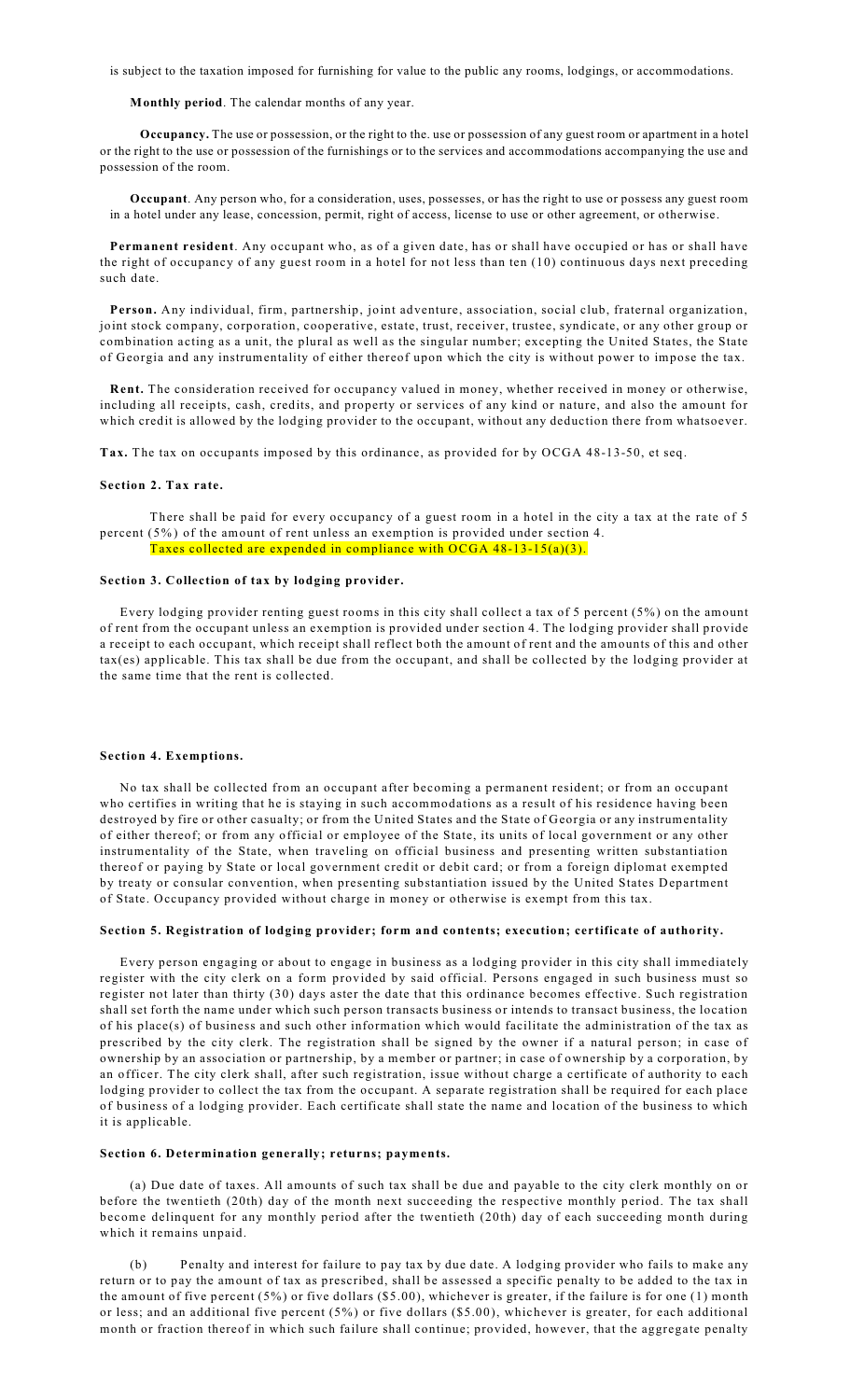is subject to the taxation imposed for furnishing for value to the public any rooms, lodgings, or accommodations.

**Monthly period**. The calendar months of any year.

**Occupancy.** The use or possession, or the right to the. use or possession of any guest room or apartment in a hotel or the right to the use or possession of the furnishings or to the services and accommodations accompanying the use and possession of the room.

**Occupant**. Any person who, for a consideration, uses, possesses, or has the right to use or possess any guest room in a hotel under any lease, concession, permit, right of access, license to use or other agreement, or otherwise.

**Permanent resident**. Any occupant who, as of a given date, has or shall have occupied or has or shall have the right of occupancy of any guest room in a hotel for not less than ten (10) continuous days next preceding such date.

**Person.** Any individual, firm, partnership, joint adventure, association, social club, fraternal organization, joint stock company, corporation, cooperative, estate, trust, receiver, trustee, syndicate, or any other group or combination acting as a unit, the plural as well as the singular number; excepting the United States, the State of Georgia and any instrumentality of either thereof upon which the city is without power to impose the tax.

**Rent.** The consideration received for occupancy valued in money, whether received in money or otherwise, including all receipts, cash, credits, and property or services of any kind or nature, and also the amount for which credit is allowed by the lodging provider to the occupant, without any deduction there from whatsoever.

**Tax.** The tax on occupants imposed by this ordinance, as provided for by OCGA 48-13-50, et seq.

**Section 2. Tax rate.**

There shall be paid for every occupancy of a guest room in a hotel in the city a tax at the rate of 5 percent (5%) of the amount of rent unless an exemption is provided under section 4.
Taxes collected are expended in compliance with OCGA 48-13-15(a)(3).

**Section 3. Collection of tax by lodging provider.**

Every lodging provider renting guest rooms in this city shall collect a tax of 5 percent (5%) on the amount of rent from the occupant unless an exemption is provided under section 4. The lodging provider shall provide a receipt to each occupant, which receipt shall reflect both the amount of rent and the amounts of this and other tax(es) applicable. This tax shall be due from the occupant, and shall be collected by the lodging provider at the same time that the rent is collected.

**Section 4. Exemptions.**

No tax shall be collected from an occupant after becoming a permanent resident; or from an occupant who certifies in writing that he is staying in such accommodations as a result of his residence having been destroyed by fire or other casualty; or from the United States and the State of Georgia or any instrumentality of either thereof; or from any official or employee of the State, its units of local government or any other instrumentality of the State, when traveling on official business and presenting written substantiation thereof or paying by State or local government credit or debit card; or from a foreign diplomat exempted by treaty or consular convention, when presenting substantiation issued by the United States Department of State. Occupancy provided without charge in money or otherwise is exempt from this tax.

**Section 5. Registration of lodging provider; form and contents; execution; certificate of authority.**

Every person engaging or about to engage in business as a lodging provider in this city shall immediately register with the city clerk on a form provided by said official. Persons engaged in such business must so register not later than thirty (30) days aster the date that this ordinance becomes effective. Such registration shall set forth the name under which such person transacts business or intends to transact business, the location of his place(s) of business and such other information which would facilitate the administration of the tax as prescribed by the city clerk. The registration shall be signed by the owner if a natural person; in case of ownership by an association or partnership, by a member or partner; in case of ownership by a corporation, by an officer. The city clerk shall, after such registration, issue without charge a certificate of authority to each lodging provider to collect the tax from the occupant. A separate registration shall be required for each place of business of a lodging provider. Each certificate shall state the name and location of the business to which it is applicable.

**Section 6. Determination generally; returns; payments.**

(a) Due date of taxes. All amounts of such tax shall be due and payable to the city clerk monthly on or before the twentieth (20th) day of the month next succeeding the respective monthly period. The tax shall become delinquent for any monthly period after the twentieth (20th) day of each succeeding month during which it remains unpaid.

(b) Penalty and interest for failure to pay tax by due date. A lodging provider who fails to make any return or to pay the amount of tax as prescribed, shall be assessed a specific penalty to be added to the tax in the amount of five percent (5%) or five dollars ($5.00), whichever is greater, if the failure is for one (1) month or less; and an additional five percent (5%) or five dollars ($5.00), whichever is greater, for each additional month or fraction thereof in which such failure shall continue; provided, however, that the aggregate penalty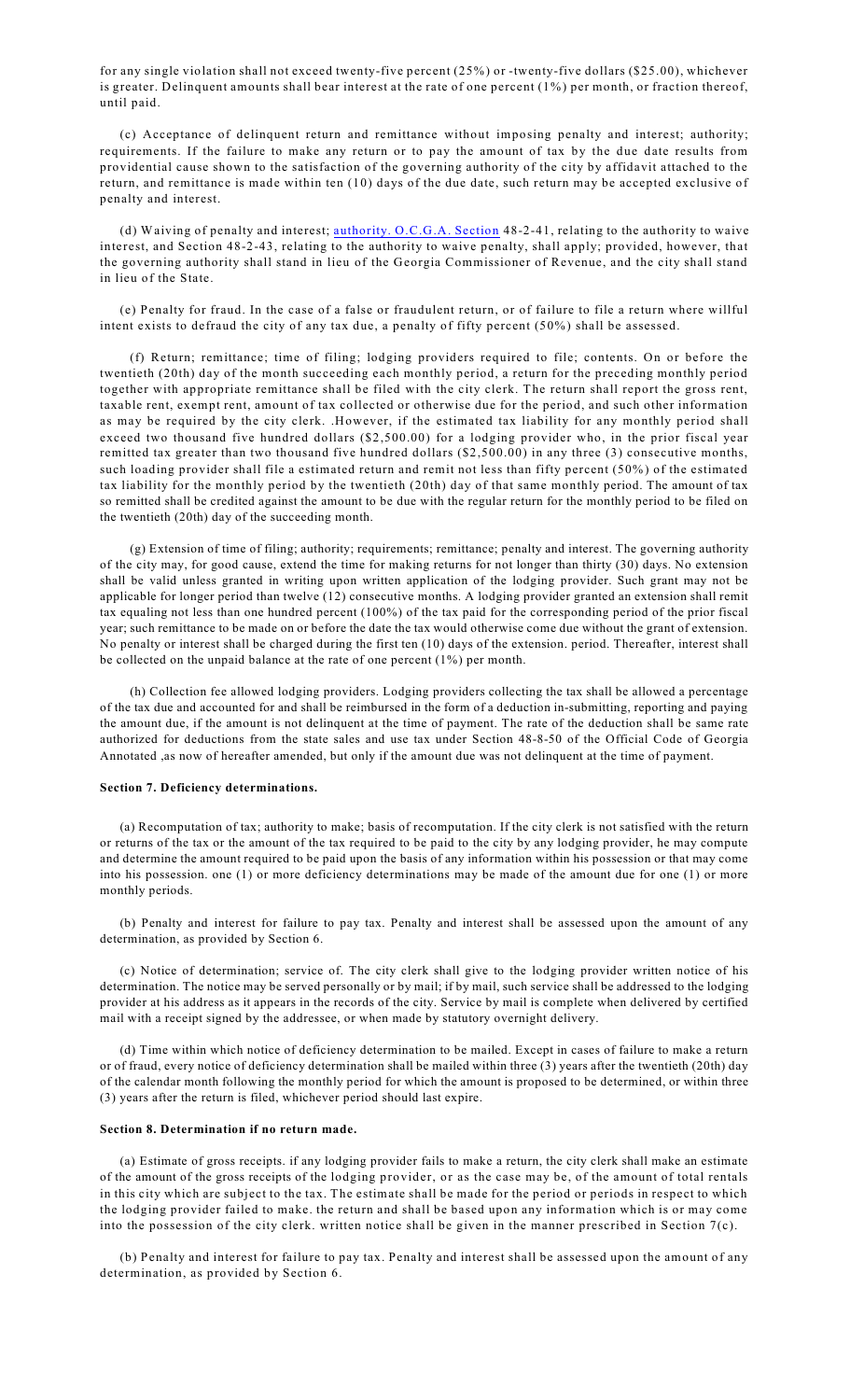for any single violation shall not exceed twenty-five percent (25%) or -twenty-five dollars ($25.00), whichever is greater. Delinquent amounts shall bear interest at the rate of one percent (1%) per month, or fraction thereof, until paid.

(c) Acceptance of delinquent return and remittance without imposing penalty and interest; authority; requirements. If the failure to make any return or to pay the amount of tax by the due date results from providential cause shown to the satisfaction of the governing authority of the city by affidavit attached to the return, and remittance is made within ten (10) days of the due date, such return may be accepted exclusive of penalty and interest.

(d) Waiving of penalty and interest; authority. O.C.G.A. Section 48-2-41, relating to the authority to waive interest, and Section 48-2-43, relating to the authority to waive penalty, shall apply; provided, however, that the governing authority shall stand in lieu of the Georgia Commissioner of Revenue, and the city shall stand in lieu of the State.

(e) Penalty for fraud. In the case of a false or fraudulent return, or of failure to file a return where willful intent exists to defraud the city of any tax due, a penalty of fifty percent (50%) shall be assessed.

(f) Return; remittance; time of filing; lodging providers required to file; contents. On or before the twentieth (20th) day of the month succeeding each monthly period, a return for the preceding monthly period together with appropriate remittance shall be filed with the city clerk. The return shall report the gross rent, taxable rent, exempt rent, amount of tax collected or otherwise due for the period, and such other information as may be required by the city clerk. .However, if the estimated tax liability for any monthly period shall exceed two thousand five hundred dollars ($2,500.00) for a lodging provider who, in the prior fiscal year remitted tax greater than two thousand five hundred dollars ($2,500.00) in any three (3) consecutive months, such loading provider shall file a estimated return and remit not less than fifty percent (50%) of the estimated tax liability for the monthly period by the twentieth (20th) day of that same monthly period. The amount of tax so remitted shall be credited against the amount to be due with the regular return for the monthly period to be filed on the twentieth (20th) day of the succeeding month.

(g) Extension of time of filing; authority; requirements; remittance; penalty and interest. The governing authority of the city may, for good cause, extend the time for making returns for not longer than thirty (30) days. No extension shall be valid unless granted in writing upon written application of the lodging provider. Such grant may not be applicable for longer period than twelve (12) consecutive months. A lodging provider granted an extension shall remit tax equaling not less than one hundred percent (100%) of the tax paid for the corresponding period of the prior fiscal year; such remittance to be made on or before the date the tax would otherwise come due without the grant of extension. No penalty or interest shall be charged during the first ten (10) days of the extension. period. Thereafter, interest shall be collected on the unpaid balance at the rate of one percent (1%) per month.

(h) Collection fee allowed lodging providers. Lodging providers collecting the tax shall be allowed a percentage of the tax due and accounted for and shall be reimbursed in the form of a deduction in-submitting, reporting and paying the amount due, if the amount is not delinquent at the time of payment. The rate of the deduction shall be same rate authorized for deductions from the state sales and use tax under Section 48-8-50 of the Official Code of Georgia Annotated ,as now of hereafter amended, but only if the amount due was not delinquent at the time of payment.

### Section 7. Deficiency determinations.

(a) Recomputation of tax; authority to make; basis of recomputation. If the city clerk is not satisfied with the return or returns of the tax or the amount of the tax required to be paid to the city by any lodging provider, he may compute and determine the amount required to be paid upon the basis of any information within his possession or that may come into his possession. one (1) or more deficiency determinations may be made of the amount due for one (1) or more monthly periods.

(b) Penalty and interest for failure to pay tax. Penalty and interest shall be assessed upon the amount of any determination, as provided by Section 6.

(c) Notice of determination; service of. The city clerk shall give to the lodging provider written notice of his determination. The notice may be served personally or by mail; if by mail, such service shall be addressed to the lodging provider at his address as it appears in the records of the city. Service by mail is complete when delivered by certified mail with a receipt signed by the addressee, or when made by statutory overnight delivery.

(d) Time within which notice of deficiency determination to be mailed. Except in cases of failure to make a return or of fraud, every notice of deficiency determination shall be mailed within three (3) years after the twentieth (20th) day of the calendar month following the monthly period for which the amount is proposed to be determined, or within three (3) years after the return is filed, whichever period should last expire.

### Section 8. Determination if no return made.

(a) Estimate of gross receipts. if any lodging provider fails to make a return, the city clerk shall make an estimate of the amount of the gross receipts of the lodging provider, or as the case may be, of the amount of total rentals in this city which are subject to the tax. The estimate shall be made for the period or periods in respect to which the lodging provider failed to make. the return and shall be based upon any information which is or may come into the possession of the city clerk. written notice shall be given in the manner prescribed in Section 7(c).

(b) Penalty and interest for failure to pay tax. Penalty and interest shall be assessed upon the amount of any determination, as provided by Section 6.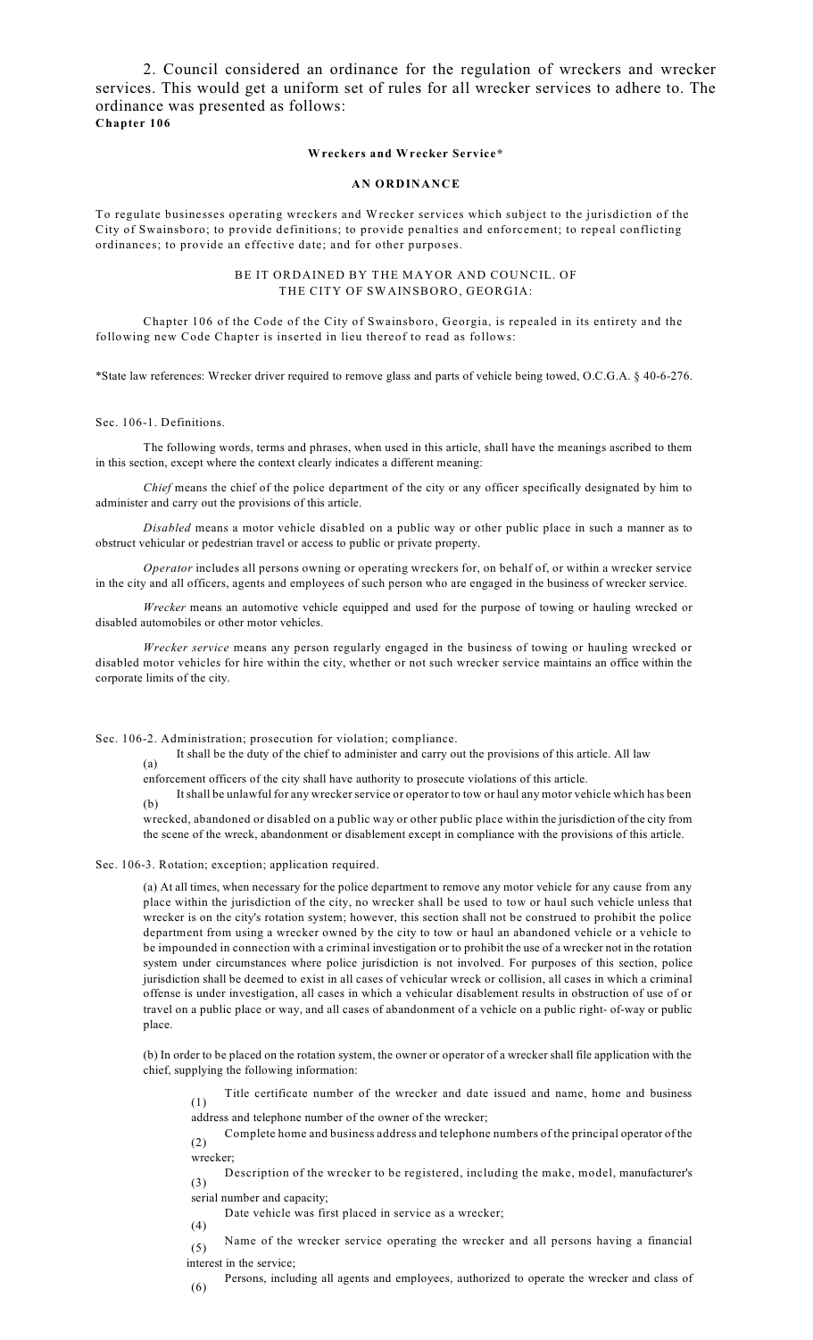2. Council considered an ordinance for the regulation of wreckers and wrecker services. This would get a uniform set of rules for all wrecker services to adhere to. The ordinance was presented as follows:

**Chapter 106**

**Wreckers and Wrecker Service***

**AN ORDINANCE**

To regulate businesses operating wreckers and Wrecker services which subject to the jurisdiction of the City of Swainsboro; to provide definitions; to provide penalties and enforcement; to repeal conflicting ordinances; to provide an effective date; and for other purposes.

BE IT ORDAINED BY THE MAYOR AND COUNCIL. OF
THE CITY OF SWAINSBORO, GEORGIA:

Chapter 106 of the Code of the City of Swainsboro, Georgia, is repealed in its entirety and the following new Code Chapter is inserted in lieu thereof to read as follows:

*State law references: Wrecker driver required to remove glass and parts of vehicle being towed, O.C.G.A. § 40-6-276.

Sec. 106-1. Definitions.

The following words, terms and phrases, when used in this article, shall have the meanings ascribed to them in this section, except where the context clearly indicates a different meaning:

*Chief* means the chief of the police department of the city or any officer specifically designated by him to administer and carry out the provisions of this article.

*Disabled* means a motor vehicle disabled on a public way or other public place in such a manner as to obstruct vehicular or pedestrian travel or access to public or private property.

*Operator* includes all persons owning or operating wreckers for, on behalf of, or within a wrecker service in the city and all officers, agents and employees of such person who are engaged in the business of wrecker service.

*Wrecker* means an automotive vehicle equipped and used for the purpose of towing or hauling wrecked or disabled automobiles or other motor vehicles.

*Wrecker service* means any person regularly engaged in the business of towing or hauling wrecked or disabled motor vehicles for hire within the city, whether or not such wrecker service maintains an office within the corporate limits of the city.

Sec. 106-2. Administration; prosecution for violation; compliance.

(a) It shall be the duty of the chief to administer and carry out the provisions of this article. All law enforcement officers of the city shall have authority to prosecute violations of this article.

(b) It shall be unlawful for any wrecker service or operator to tow or haul any motor vehicle which has been wrecked, abandoned or disabled on a public way or other public place within the jurisdiction of the city from the scene of the wreck, abandonment or disablement except in compliance with the provisions of this article.

Sec. 106-3. Rotation; exception; application required.

(a) At all times, when necessary for the police department to remove any motor vehicle for any cause from any place within the jurisdiction of the city, no wrecker shall be used to tow or haul such vehicle unless that wrecker is on the city's rotation system; however, this section shall not be construed to prohibit the police department from using a wrecker owned by the city to tow or haul an abandoned vehicle or a vehicle to be impounded in connection with a criminal investigation or to prohibit the use of a wrecker not in the rotation system under circumstances where police jurisdiction is not involved. For purposes of this section, police jurisdiction shall be deemed to exist in all cases of vehicular wreck or collision, all cases in which a criminal offense is under investigation, all cases in which a vehicular disablement results in obstruction of use of or travel on a public place or way, and all cases of abandonment of a vehicle on a public right- of-way or public place.

(b) In order to be placed on the rotation system, the owner or operator of a wrecker shall file application with the chief, supplying the following information:

(1) Title certificate number of the wrecker and date issued and name, home and business address and telephone number of the owner of the wrecker;

(2) Complete home and business address and telephone numbers of the principal operator of the wrecker;

(3) Description of the wrecker to be registered, including the make, model, manufacturer's serial number and capacity;

(4) Date vehicle was first placed in service as a wrecker;

(5) Name of the wrecker service operating the wrecker and all persons having a financial interest in the service;

(6) Persons, including all agents and employees, authorized to operate the wrecker and class of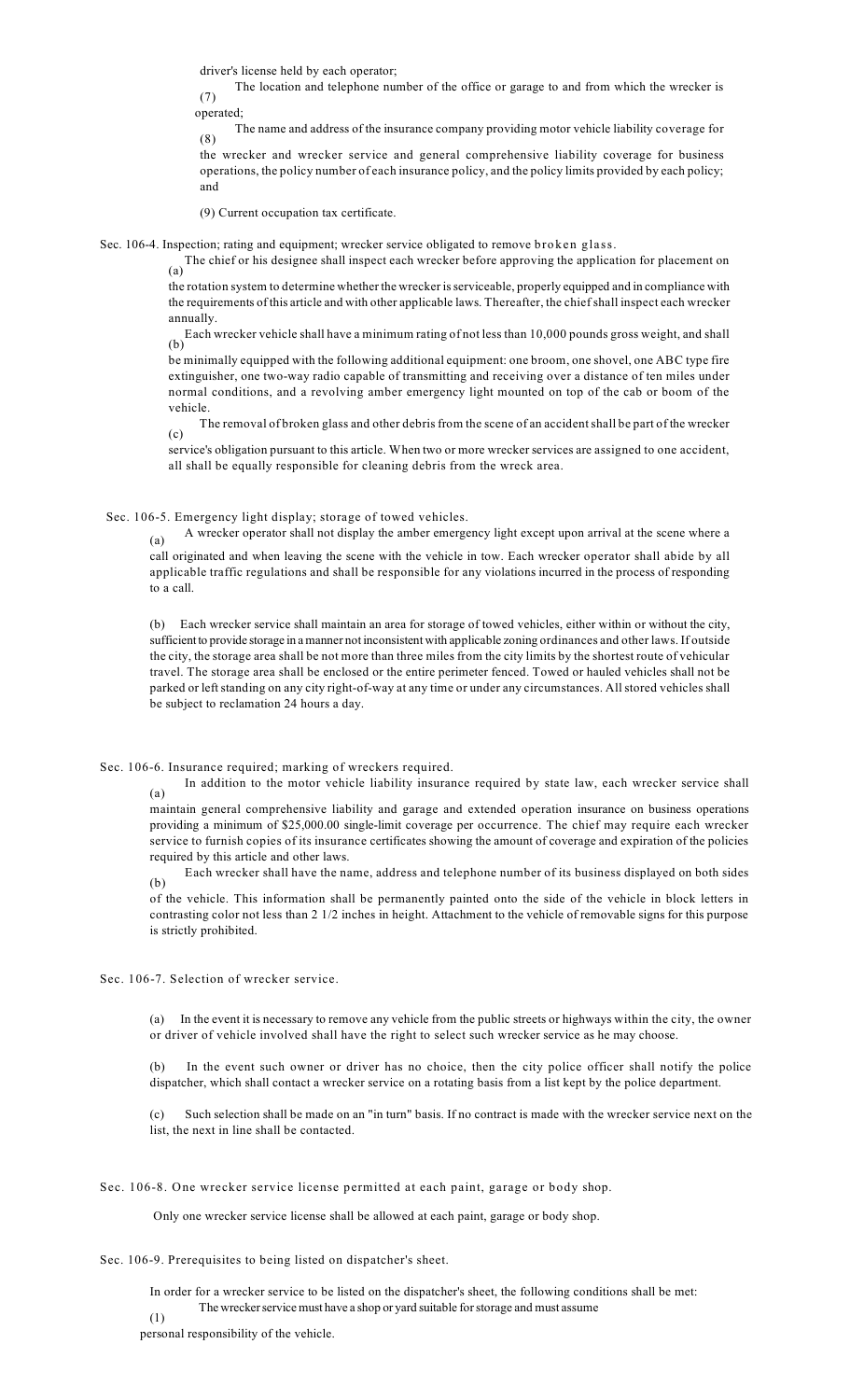driver's license held by each operator;

(7) The location and telephone number of the office or garage to and from which the wrecker is operated;

(8) The name and address of the insurance company providing motor vehicle liability coverage for the wrecker and wrecker service and general comprehensive liability coverage for business operations, the policy number of each insurance policy, and the policy limits provided by each policy; and

(9) Current occupation tax certificate.

Sec. 106-4. Inspection; rating and equipment; wrecker service obligated to remove broken glass.

(a) The chief or his designee shall inspect each wrecker before approving the application for placement on the rotation system to determine whether the wrecker is serviceable, properly equipped and in compliance with the requirements of this article and with other applicable laws. Thereafter, the chief shall inspect each wrecker annually.

(b) Each wrecker vehicle shall have a minimum rating of not less than 10,000 pounds gross weight, and shall be minimally equipped with the following additional equipment: one broom, one shovel, one ABC type fire extinguisher, one two-way radio capable of transmitting and receiving over a distance of ten miles under normal conditions, and a revolving amber emergency light mounted on top of the cab or boom of the vehicle.

(c) The removal of broken glass and other debris from the scene of an accident shall be part of the wrecker service's obligation pursuant to this article. When two or more wrecker services are assigned to one accident, all shall be equally responsible for cleaning debris from the wreck area.

Sec. 106-5. Emergency light display; storage of towed vehicles.

(a) A wrecker operator shall not display the amber emergency light except upon arrival at the scene where a call originated and when leaving the scene with the vehicle in tow. Each wrecker operator shall abide by all applicable traffic regulations and shall be responsible for any violations incurred in the process of responding to a call.

(b) Each wrecker service shall maintain an area for storage of towed vehicles, either within or without the city, sufficient to provide storage in a manner not inconsistent with applicable zoning ordinances and other laws. If outside the city, the storage area shall be not more than three miles from the city limits by the shortest route of vehicular travel. The storage area shall be enclosed or the entire perimeter fenced. Towed or hauled vehicles shall not be parked or left standing on any city right-of-way at any time or under any circumstances. All stored vehicles shall be subject to reclamation 24 hours a day.

Sec. 106-6. Insurance required; marking of wreckers required.

(a) In addition to the motor vehicle liability insurance required by state law, each wrecker service shall maintain general comprehensive liability and garage and extended operation insurance on business operations providing a minimum of $25,000.00 single-limit coverage per occurrence. The chief may require each wrecker service to furnish copies of its insurance certificates showing the amount of coverage and expiration of the policies required by this article and other laws.

(b) Each wrecker shall have the name, address and telephone number of its business displayed on both sides of the vehicle. This information shall be permanently painted onto the side of the vehicle in block letters in contrasting color not less than 2 1/2 inches in height. Attachment to the vehicle of removable signs for this purpose is strictly prohibited.

Sec. 106-7. Selection of wrecker service.

(a) In the event it is necessary to remove any vehicle from the public streets or highways within the city, the owner or driver of vehicle involved shall have the right to select such wrecker service as he may choose.

(b) In the event such owner or driver has no choice, then the city police officer shall notify the police dispatcher, which shall contact a wrecker service on a rotating basis from a list kept by the police department.

(c) Such selection shall be made on an "in turn" basis. If no contract is made with the wrecker service next on the list, the next in line shall be contacted.

Sec. 106-8. One wrecker service license permitted at each paint, garage or body shop.

Only one wrecker service license shall be allowed at each paint, garage or body shop.

Sec. 106-9. Prerequisites to being listed on dispatcher's sheet.

In order for a wrecker service to be listed on the dispatcher's sheet, the following conditions shall be met:

(1) The wrecker service must have a shop or yard suitable for storage and must assume personal responsibility of the vehicle.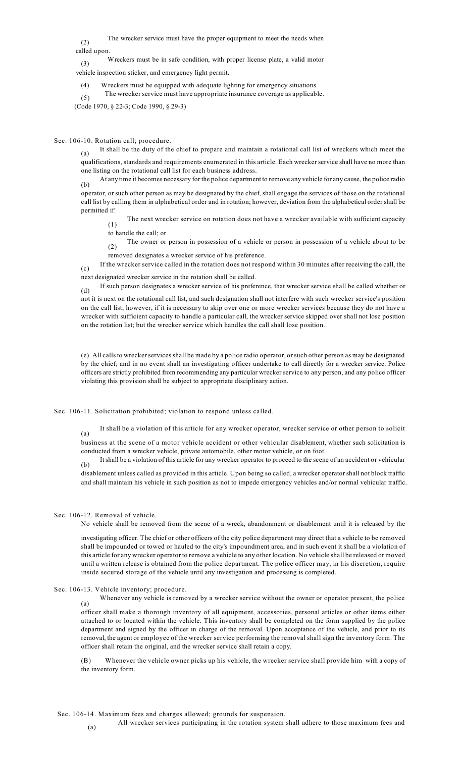(2) The wrecker service must have the proper equipment to meet the needs when called upon.

(3) Wreckers must be in safe condition, with proper license plate, a valid motor vehicle inspection sticker, and emergency light permit.

(4) Wreckers must be equipped with adequate lighting for emergency situations.

(5) The wrecker service must have appropriate insurance coverage as applicable.

(Code 1970, § 22-3; Code 1990, § 29-3)

## Sec. 106-10. Rotation call; procedure.

(a) It shall be the duty of the chief to prepare and maintain a rotational call list of wreckers which meet the qualifications, standards and requirements enumerated in this article. Each wrecker service shall have no more than one listing on the rotational call list for each business address.

(b) At any time it becomes necessary for the police department to remove any vehicle for any cause, the police radio operator, or such other person as may be designated by the chief, shall engage the services of those on the rotational call list by calling them in alphabetical order and in rotation; however, deviation from the alphabetical order shall be permitted if:

(1) The next wrecker service on rotation does not have a wrecker available with sufficient capacity to handle the call; or

(2) The owner or person in possession of a vehicle or person in possession of a vehicle about to be removed designates a wrecker service of his preference.

(c) If the wrecker service called in the rotation does not respond within 30 minutes after receiving the call, the next designated wrecker service in the rotation shall be called.

(d) If such person designates a wrecker service of his preference, that wrecker service shall be called whether or not it is next on the rotational call list, and such designation shall not interfere with such wrecker service's position on the call list; however, if it is necessary to skip over one or more wrecker services because they do not have a wrecker with sufficient capacity to handle a particular call, the wrecker service skipped over shall not lose position on the rotation list; but the wrecker service which handles the call shall lose position.

(e) All calls to wrecker services shall be made by a police radio operator, or such other person as may be designated by the chief; and in no event shall an investigating officer undertake to call directly for a wrecker service. Police officers are strictly prohibited from recommending any particular wrecker service to any person, and any police officer violating this provision shall be subject to appropriate disciplinary action.

## Sec. 106-11. Solicitation prohibited; violation to respond unless called.

(a) It shall be a violation of this article for any wrecker operator, wrecker service or other person to solicit business at the scene of a motor vehicle accident or other vehicular disablement, whether such solicitation is conducted from a wrecker vehicle, private automobile, other motor vehicle, or on foot.

(b) It shall be a violation of this article for any wrecker operator to proceed to the scene of an accident or vehicular disablement unless called as provided in this article. Upon being so called, a wrecker operator shall not block traffic and shall maintain his vehicle in such position as not to impede emergency vehicles and/or normal vehicular traffic.

## Sec. 106-12. Removal of vehicle.

No vehicle shall be removed from the scene of a wreck, abandonment or disablement until it is released by the investigating officer. The chief or other officers of the city police department may direct that a vehicle to be removed shall be impounded or towed or hauled to the city's impoundment area, and in such event it shall be a violation of this article for any wrecker operator to remove a vehicle to any other location. No vehicle shall be released or moved until a written release is obtained from the police department. The police officer may, in his discretion, require inside secured storage of the vehicle until any investigation and processing is completed.

## Sec. 106-13. Vehicle inventory; procedure.

(a) Whenever any vehicle is removed by a wrecker service without the owner or operator present, the police officer shall make a thorough inventory of all equipment, accessories, personal articles or other items either attached to or located within the vehicle. This inventory shall be completed on the form supplied by the police department and signed by the officer in charge of the removal. Upon acceptance of the vehicle, and prior to its removal, the agent or employee of the wrecker service performing the removal shall sign the inventory form. The officer shall retain the original, and the wrecker service shall retain a copy.

(B) Whenever the vehicle owner picks up his vehicle, the wrecker service shall provide him with a copy of the inventory form.

## Sec. 106-14. Maximum fees and charges allowed; grounds for suspension.

(a) All wrecker services participating in the rotation system shall adhere to those maximum fees and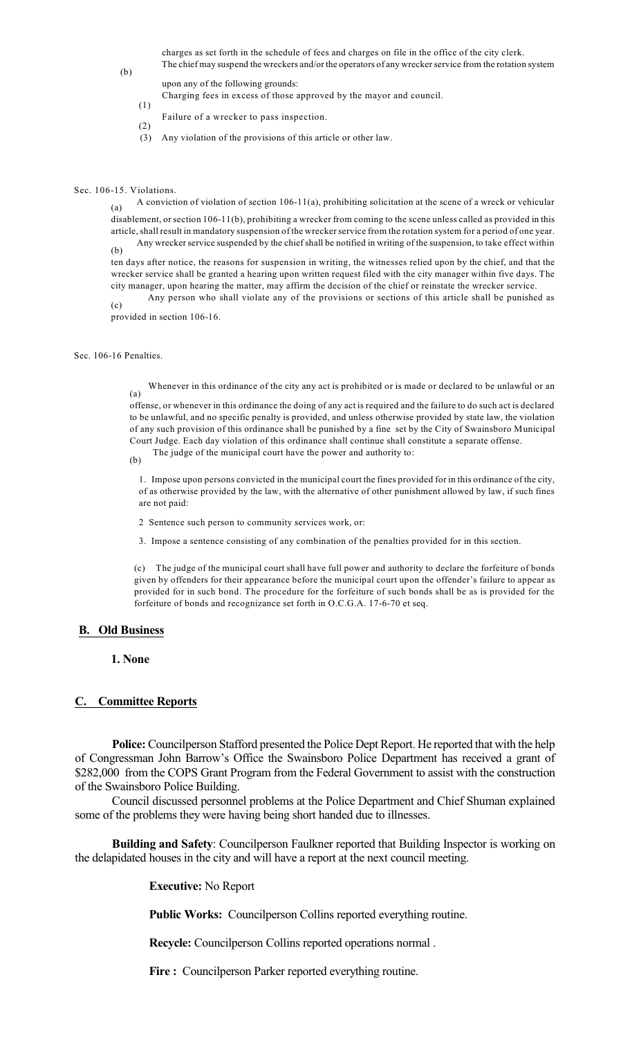charges as set forth in the schedule of fees and charges on file in the office of the city clerk.

(b) The chief may suspend the wreckers and/or the operators of any wrecker service from the rotation system upon any of the following grounds:

(1) Charging fees in excess of those approved by the mayor and council.

(2) Failure of a wrecker to pass inspection.

(3) Any violation of the provisions of this article or other law.

Sec. 106-15. Violations.

(a) A conviction of violation of section 106-11(a), prohibiting solicitation at the scene of a wreck or vehicular disablement, or section 106-11(b), prohibiting a wrecker from coming to the scene unless called as provided in this article, shall result in mandatory suspension of the wrecker service from the rotation system for a period of one year.

(b) Any wrecker service suspended by the chief shall be notified in writing of the suspension, to take effect within ten days after notice, the reasons for suspension in writing, the witnesses relied upon by the chief, and that the wrecker service shall be granted a hearing upon written request filed with the city manager within five days. The city manager, upon hearing the matter, may affirm the decision of the chief or reinstate the wrecker service.

(c) Any person who shall violate any of the provisions or sections of this article shall be punished as provided in section 106-16.

Sec. 106-16 Penalties.

(a) Whenever in this ordinance of the city any act is prohibited or is made or declared to be unlawful or an offense, or whenever in this ordinance the doing of any act is required and the failure to do such act is declared to be unlawful, and no specific penalty is provided, and unless otherwise provided by state law, the violation of any such provision of this ordinance shall be punished by a fine set by the City of Swainsboro Municipal Court Judge. Each day violation of this ordinance shall continue shall constitute a separate offense.

(b) The judge of the municipal court have the power and authority to:

1. Impose upon persons convicted in the municipal court the fines provided for in this ordinance of the city, of as otherwise provided by the law, with the alternative of other punishment allowed by law, if such fines are not paid:

2 Sentence such person to community services work, or:

3. Impose a sentence consisting of any combination of the penalties provided for in this section.

(c) The judge of the municipal court shall have full power and authority to declare the forfeiture of bonds given by offenders for their appearance before the municipal court upon the offender's failure to appear as provided for in such bond. The procedure for the forfeiture of such bonds shall be as is provided for the forfeiture of bonds and recognizance set forth in O.C.G.A. 17-6-70 et seq.

## B. Old Business

**1. None**

## C. Committee Reports

**Police:** Councilperson Stafford presented the Police Dept Report. He reported that with the help of Congressman John Barrow's Office the Swainsboro Police Department has received a grant of $282,000 from the COPS Grant Program from the Federal Government to assist with the construction of the Swainsboro Police Building.

Council discussed personnel problems at the Police Department and Chief Shuman explained some of the problems they were having being short handed due to illnesses.

**Building and Safety**: Councilperson Faulkner reported that Building Inspector is working on the delapidated houses in the city and will have a report at the next council meeting.

**Executive:** No Report

**Public Works:** Councilperson Collins reported everything routine.

**Recycle:** Councilperson Collins reported operations normal .

**Fire :** Councilperson Parker reported everything routine.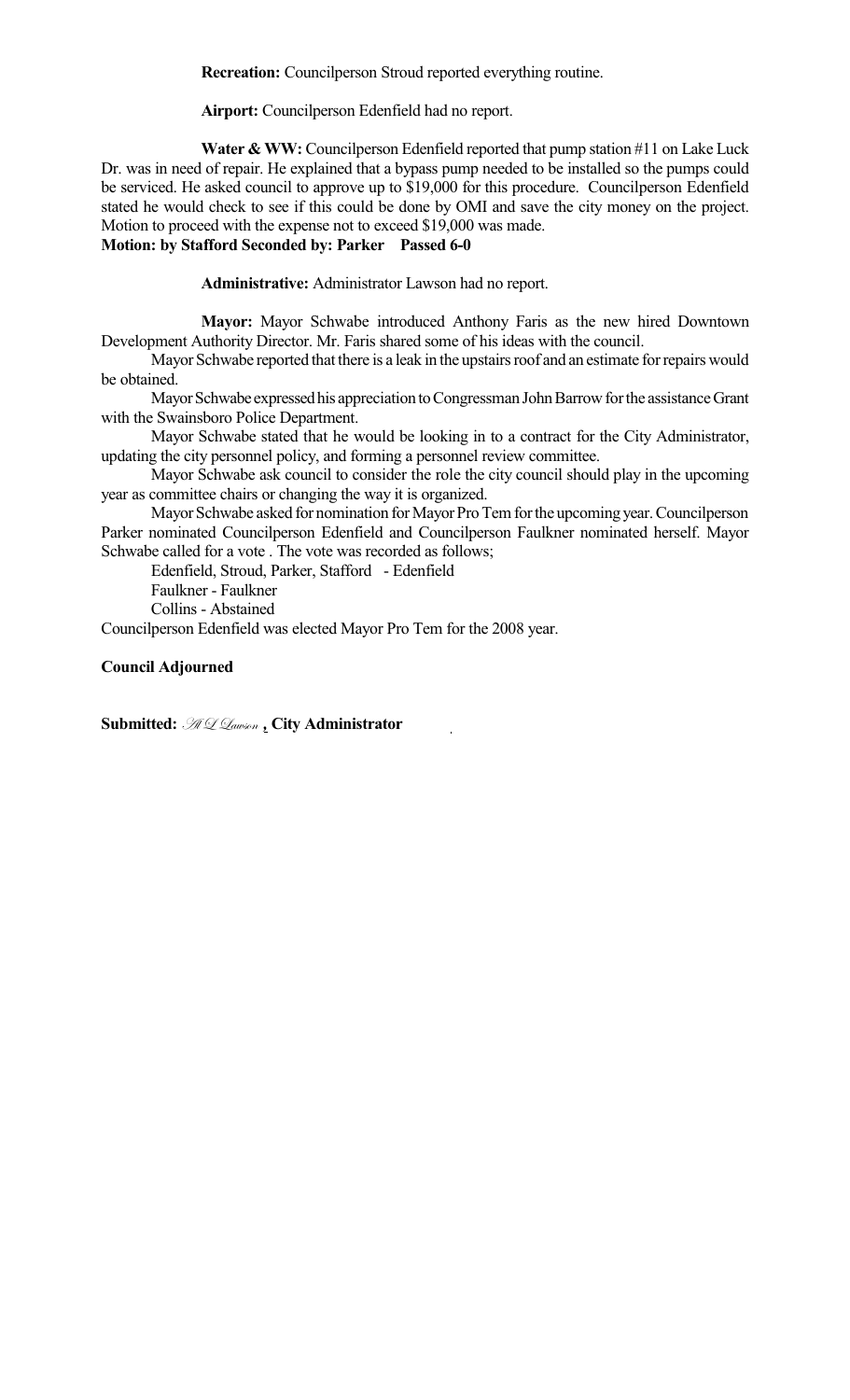**Recreation:** Councilperson Stroud reported everything routine.

**Airport:** Councilperson Edenfield had no report.

**Water & WW:** Councilperson Edenfield reported that pump station #11 on Lake Luck Dr. was in need of repair. He explained that a bypass pump needed to be installed so the pumps could be serviced. He asked council to approve up to $19,000 for this procedure. Councilperson Edenfield stated he would check to see if this could be done by OMI and save the city money on the project. Motion to proceed with the expense not to exceed $19,000 was made.

**Motion: by Stafford Seconded by: Parker Passed 6-0**

**Administrative:** Administrator Lawson had no report.

**Mayor:** Mayor Schwabe introduced Anthony Faris as the new hired Downtown Development Authority Director. Mr. Faris shared some of his ideas with the council.

Mayor Schwabe reported that there is a leak in the upstairs roof and an estimate for repairs would be obtained.

Mayor Schwabe expressed his appreciation to Congressman John Barrow for the assistance Grant with the Swainsboro Police Department.

Mayor Schwabe stated that he would be looking in to a contract for the City Administrator, updating the city personnel policy, and forming a personnel review committee.

Mayor Schwabe ask council to consider the role the city council should play in the upcoming year as committee chairs or changing the way it is organized.

Mayor Schwabe asked for nomination for Mayor Pro Tem for the upcoming year. Councilperson Parker nominated Councilperson Edenfield and Councilperson Faulkner nominated herself. Mayor Schwabe called for a vote . The vote was recorded as follows;

Edenfield, Stroud, Parker, Stafford - Edenfield

Faulkner - Faulkner

Collins - Abstained

Councilperson Edenfield was elected Mayor Pro Tem for the 2008 year.

**Council Adjourned**

**Submitted:** *AL Lawson* **, City Administrator**